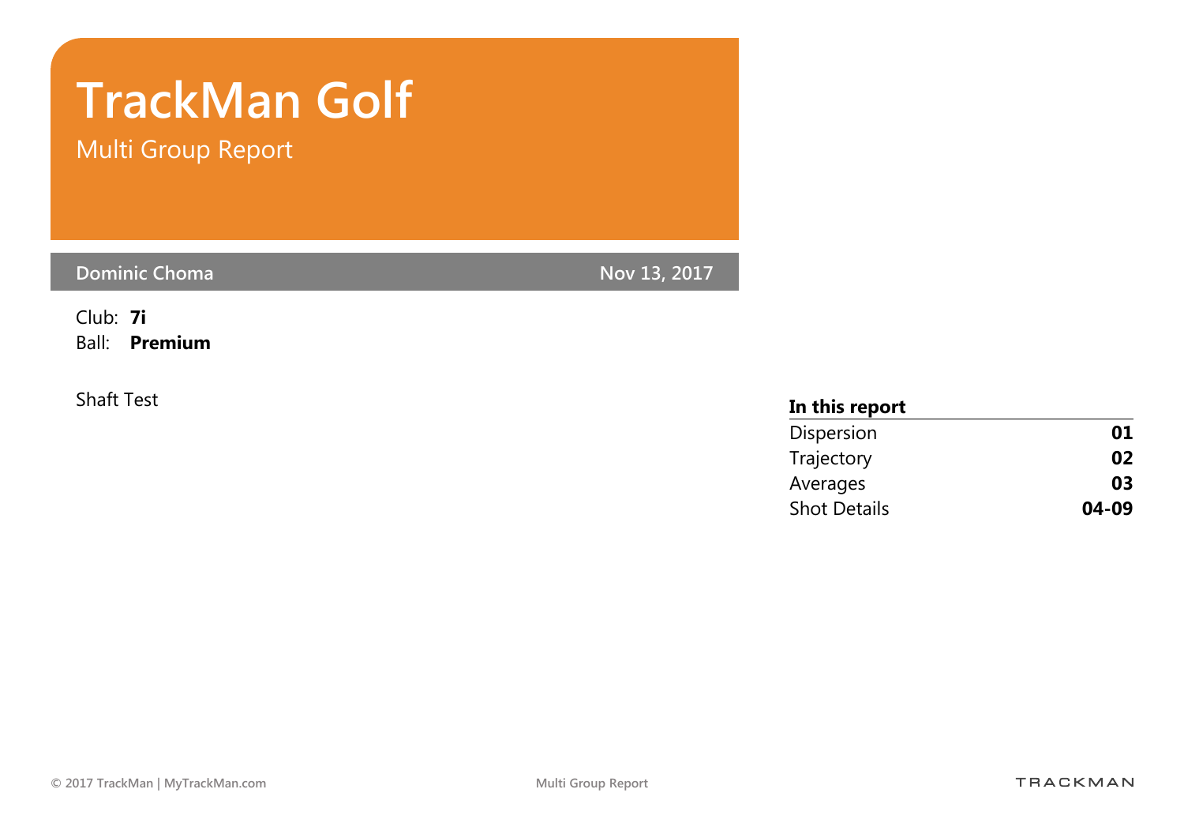# TrackMan Golf

## Multi Group Report

**Dominic Choma** | **Nov 13, 2017**

Club: **7i**
Ball: **Premium**

Shaft Test

**In this report**

| | |
|---|---|
| Dispersion | **01** |
| Trajectory | **02** |
| Averages | **03** |
| Shot Details | **04-09** |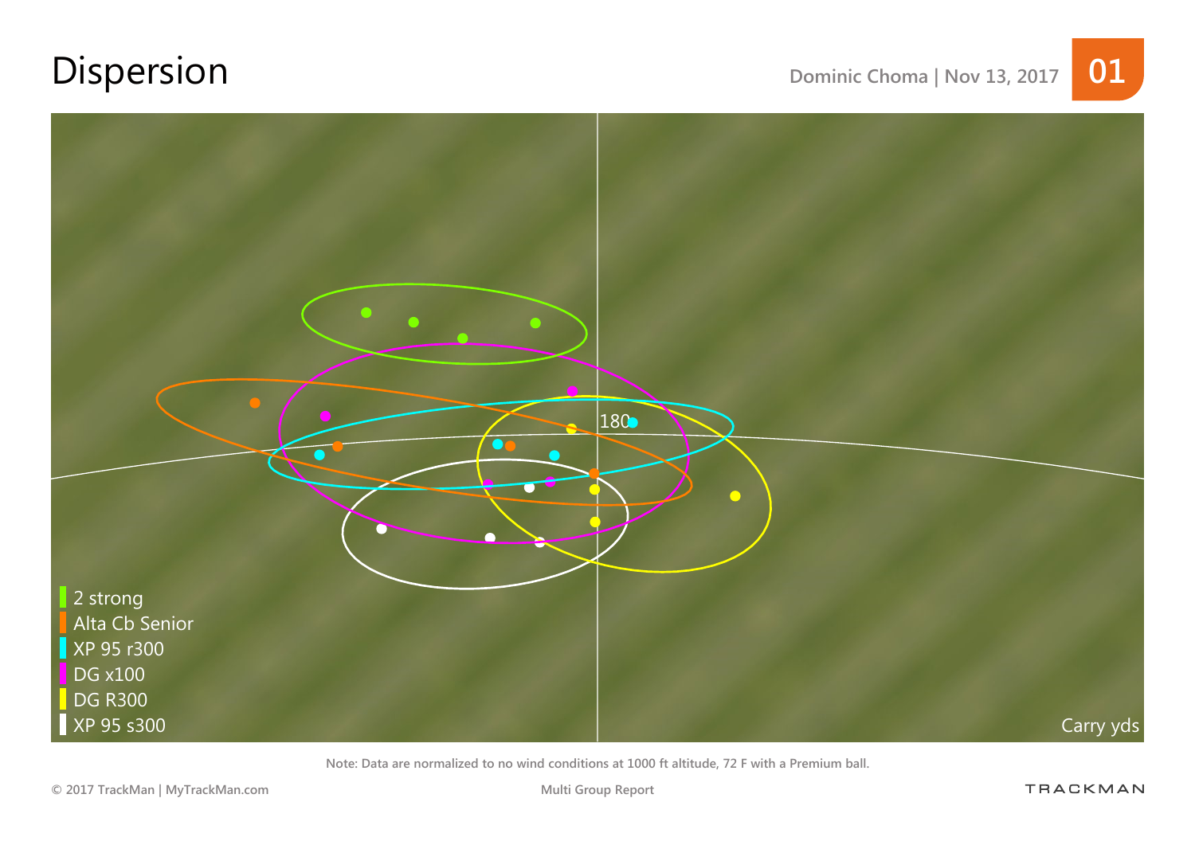# Dispersion

Dominic Choma | Nov 13, 2017

01

180

- 2 strong
- Alta Cb Senior
- XP 95 r300
- DG x100
- DG R300
- XP 95 s300

Carry yds

Note: Data are normalized to no wind conditions at 1000 ft altitude, 72 F with a Premium ball.

© 2017 TrackMan | MyTrackMan.com

Multi Group Report

TRACKMAN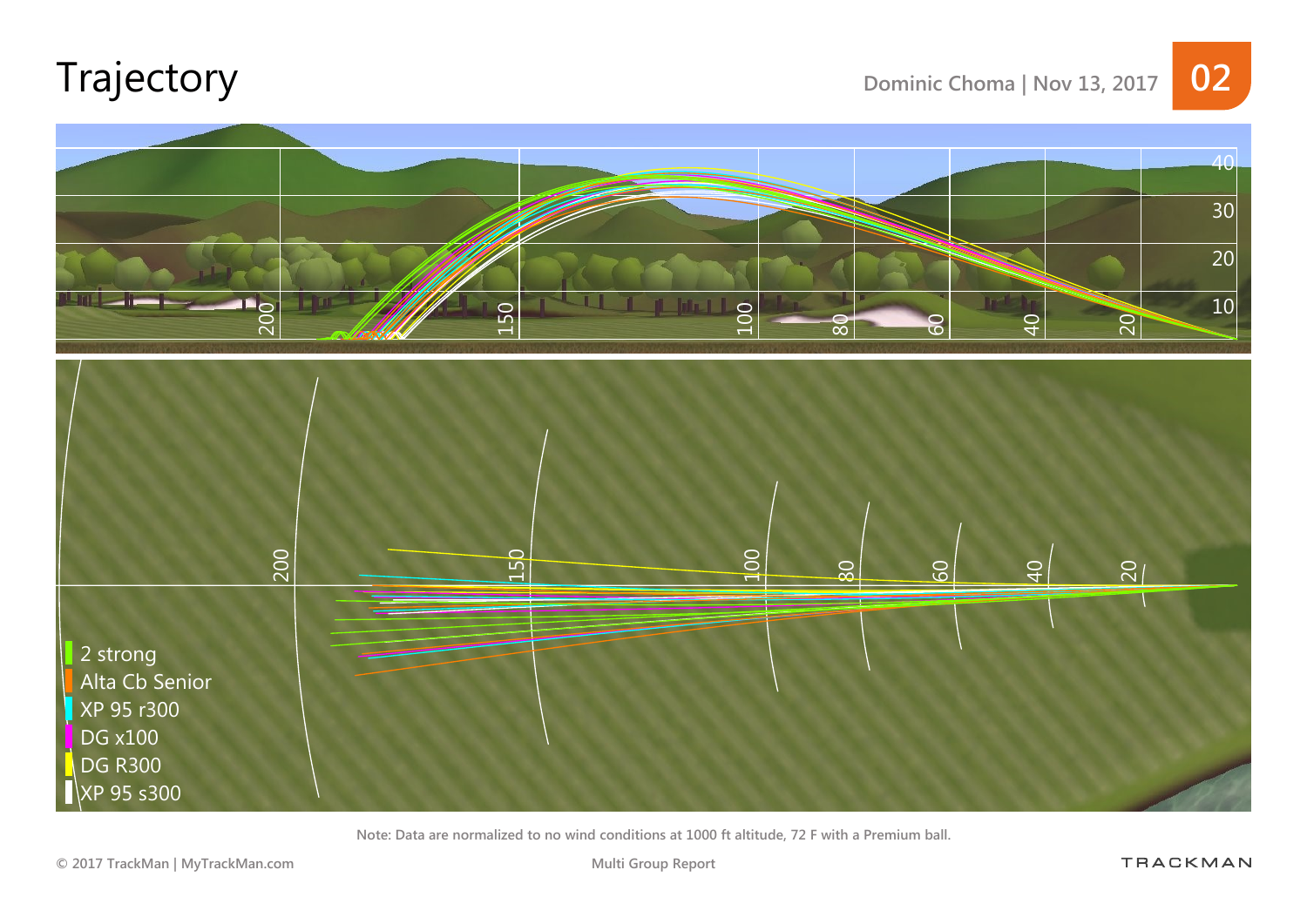# Trajectory

Dominic Choma | Nov 13, 2017

- 2 strong
- Alta Cb Senior
- XP 95 r300
- DG x100
- DG R300
- XP 95 s300

Note: Data are normalized to no wind conditions at 1000 ft altitude, 72 F with a Premium ball.

Multi Group Report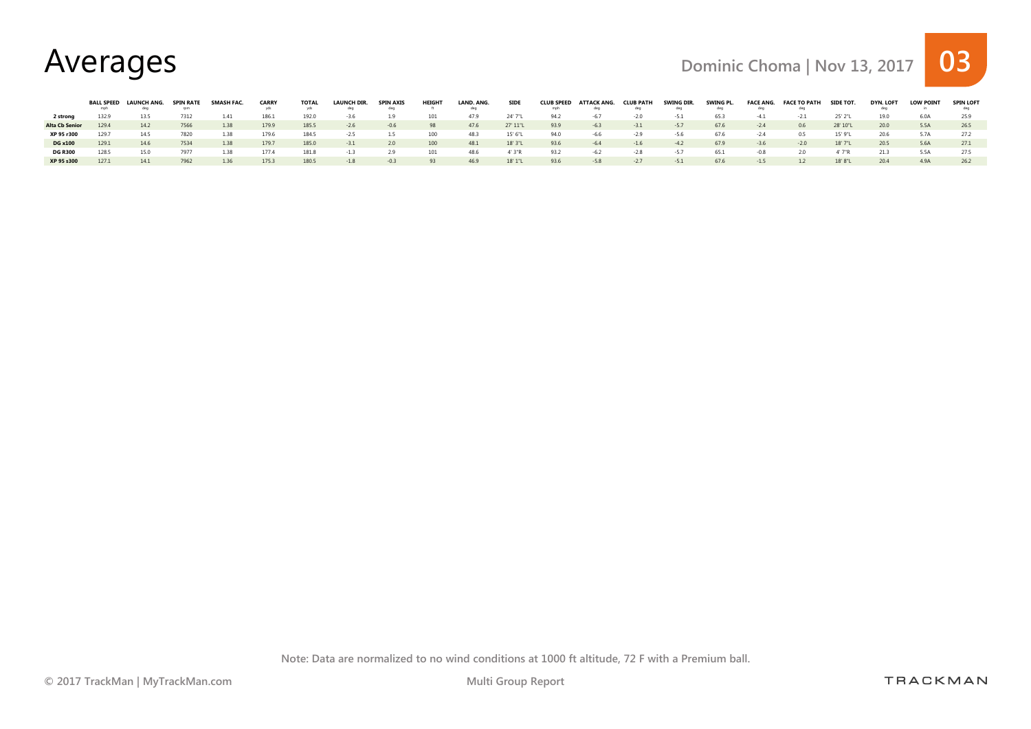# Averages

**Dominic Choma | Nov 13, 2017** **03**

| | BALL SPEED mph | LAUNCH ANG. deg | SPIN RATE rpm | SMASH FAC. | CARRY yds | TOTAL yds | LAUNCH DIR. deg | SPIN AXIS deg | HEIGHT ft | LAND. ANG. deg | SIDE | CLUB SPEED mph | ATTACK ANG. deg | CLUB PATH deg | SWING DIR. deg | SWING PL. deg | FACE ANG. deg | FACE TO PATH deg | SIDE TOT. | DYN. LOFT deg | LOW POINT in | SPIN LOFT deg |
|---|---|---|---|---|---|---|---|---|---|---|---|---|---|---|---|---|---|---|---|---|---|---|
| **2 strong** | 132.9 | 13.5 | 7312 | 1.41 | 186.1 | 192.0 | -3.6 | 1.9 | 101 | 47.9 | 24' 7"L | 94.2 | -6.7 | -2.0 | -5.1 | 65.3 | -4.1 | -2.1 | 25' 2"L | 19.0 | 6.0A | 25.9 |
| **Alta Cb Senior** | 129.4 | 14.2 | 7566 | 1.38 | 179.9 | 185.5 | -2.6 | -0.6 | 98 | 47.6 | 27' 11"L | 93.9 | -6.3 | -3.1 | -5.7 | 67.6 | -2.4 | 0.6 | 28' 10"L | 20.0 | 5.5A | 26.5 |
| **XP 95 r300** | 129.7 | 14.5 | 7820 | 1.38 | 179.6 | 184.5 | -2.5 | 1.5 | 100 | 48.3 | 15' 6"L | 94.0 | -6.6 | -2.9 | -5.6 | 67.6 | -2.4 | 0.5 | 15' 9"L | 20.6 | 5.7A | 27.2 |
| **DG x100** | 129.1 | 14.6 | 7534 | 1.38 | 179.7 | 185.0 | -3.1 | 2.0 | 100 | 48.1 | 18' 3"L | 93.6 | -6.4 | -1.6 | -4.2 | 67.9 | -3.6 | -2.0 | 18' 7"L | 20.5 | 5.6A | 27.1 |
| **DG R300** | 128.5 | 15.0 | 7977 | 1.38 | 177.4 | 181.8 | -1.3 | 2.9 | 101 | 48.6 | 4' 3"R | 93.2 | -6.2 | -2.8 | -5.7 | 65.1 | -0.8 | 2.0 | 4' 7"R | 21.3 | 5.5A | 27.5 |
| **XP 95 s300** | 127.1 | 14.1 | 7962 | 1.36 | 175.3 | 180.5 | -1.8 | -0.3 | 93 | 46.9 | 18' 1"L | 93.6 | -5.8 | -2.7 | -5.1 | 67.6 | -1.5 | 1.2 | 18' 8"L | 20.4 | 4.9A | 26.2 |

Note: Data are normalized to no wind conditions at 1000 ft altitude, 72 F with a Premium ball.

© 2017 TrackMan | MyTrackMan.com

Multi Group Report

TRACKMAN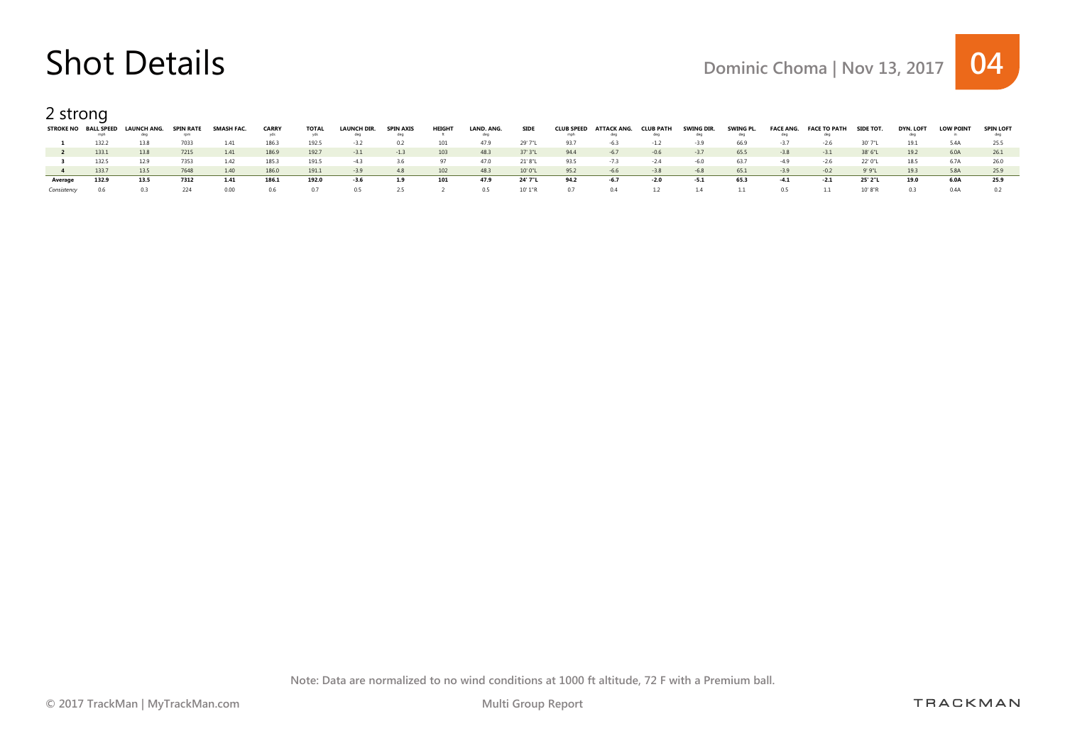# Shot Details

Dominic Choma | Nov 13, 2017 **04**

## 2 strong

| STROKE NO | BALL SPEED mph | LAUNCH ANG. deg | SPIN RATE rpm | SMASH FAC. | CARRY yds | TOTAL yds | LAUNCH DIR. deg | SPIN AXIS deg | HEIGHT ft | LAND. ANG. deg | SIDE | CLUB SPEED mph | ATTACK ANG. deg | CLUB PATH deg | SWING DIR. deg | SWING PL. deg | FACE ANG. deg | FACE TO PATH deg | SIDE TOT. | DYN. LOFT deg | LOW POINT in | SPIN LOFT deg |
|---|---|---|---|---|---|---|---|---|---|---|---|---|---|---|---|---|---|---|---|---|---|---|
| **1** | 132.2 | 13.8 | 7033 | 1.41 | 186.3 | 192.5 | -3.2 | 0.2 | 101 | 47.9 | 29' 7"L | 93.7 | -6.3 | -1.2 | -3.9 | 66.9 | -3.7 | -2.6 | 30' 7"L | 19.1 | 5.4A | 25.5 |
| **2** | 133.1 | 13.8 | 7215 | 1.41 | 186.9 | 192.7 | -3.1 | -1.3 | 103 | 48.3 | 37' 3"L | 94.4 | -6.7 | -0.6 | -3.7 | 65.5 | -3.8 | -3.1 | 38' 6"L | 19.2 | 6.0A | 26.1 |
| **3** | 132.5 | 12.9 | 7353 | 1.42 | 185.3 | 191.5 | -4.3 | 3.6 | 97 | 47.0 | 21' 8"L | 93.5 | -7.3 | -2.4 | -6.0 | 63.7 | -4.9 | -2.6 | 22' 0"L | 18.5 | 6.7A | 26.0 |
| **4** | 133.7 | 13.5 | 7648 | 1.40 | 186.0 | 191.1 | -3.9 | 4.8 | 102 | 48.3 | 10' 0"L | 95.2 | -6.6 | -3.8 | -6.8 | 65.1 | -3.9 | -0.2 | 9' 9"L | 19.3 | 5.8A | 25.9 |
| **Average** | **132.9** | **13.5** | **7312** | **1.41** | **186.1** | **192.0** | **-3.6** | **1.9** | **101** | **47.9** | **24' 7"L** | **94.2** | **-6.7** | **-2.0** | **-5.1** | **65.3** | **-4.1** | **-2.1** | **25' 2"L** | **19.0** | **6.0A** | **25.9** |
| *Consistency* | 0.6 | 0.3 | 224 | 0.00 | 0.6 | 0.7 | 0.5 | 2.5 | 2 | 0.5 | 10' 1"R | 0.7 | 0.4 | 1.2 | 1.4 | 1.1 | 0.5 | 1.1 | 10' 8"R | 0.3 | 0.4A | 0.2 |

Note: Data are normalized to no wind conditions at 1000 ft altitude, 72 F with a Premium ball.

© 2017 TrackMan | MyTrackMan.com Multi Group Report TRACKMAN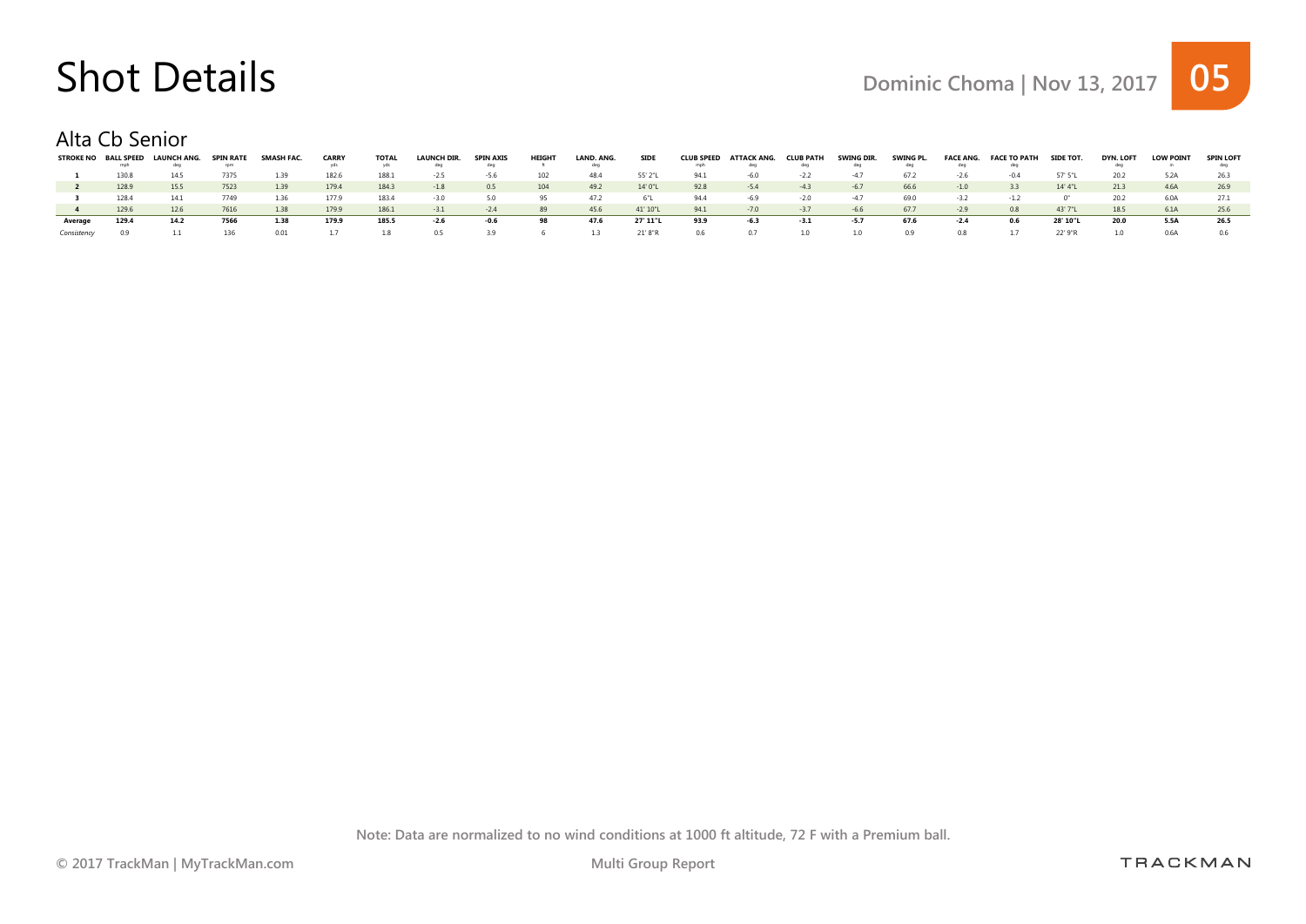# Shot Details

Dominic Choma | Nov 13, 2017 **05**

## Alta Cb Senior

| STROKE NO | BALL SPEED mph | LAUNCH ANG. deg | SPIN RATE rpm | SMASH FAC. | CARRY yds | TOTAL yds | LAUNCH DIR. deg | SPIN AXIS deg | HEIGHT ft | LAND. ANG. deg | SIDE | CLUB SPEED mph | ATTACK ANG. deg | CLUB PATH deg | SWING DIR. deg | SWING PL. deg | FACE ANG. deg | FACE TO PATH deg | SIDE TOT. | DYN. LOFT deg | LOW POINT in | SPIN LOFT deg |
|---|---|---|---|---|---|---|---|---|---|---|---|---|---|---|---|---|---|---|---|---|---|---|
| 1 | 130.8 | 14.5 | 7375 | 1.39 | 182.6 | 188.1 | -2.5 | -5.6 | 102 | 48.4 | 55' 2"L | 94.1 | -6.0 | -2.2 | -4.7 | 67.2 | -2.6 | -0.4 | 57' 5"L | 20.2 | 5.2A | 26.3 |
| 2 | 128.9 | 15.5 | 7523 | 1.39 | 179.4 | 184.3 | -1.8 | 0.5 | 104 | 49.2 | 14' 0"L | 92.8 | -5.4 | -4.3 | -6.7 | 66.6 | -1.0 | 3.3 | 14' 4"L | 21.3 | 4.6A | 26.9 |
| 3 | 128.4 | 14.1 | 7749 | 1.36 | 177.9 | 183.4 | -3.0 | 5.0 | 95 | 47.2 | 6"L | 94.4 | -6.9 | -2.0 | -4.7 | 69.0 | -3.2 | -1.2 | 0" | 20.2 | 6.0A | 27.1 |
| 4 | 129.6 | 12.6 | 7616 | 1.38 | 179.9 | 186.1 | -3.1 | -2.4 | 89 | 45.6 | 41' 10"L | 94.1 | -7.0 | -3.7 | -6.6 | 67.7 | -2.9 | 0.8 | 43' 7"L | 18.5 | 6.1A | 25.6 |
| **Average** | **129.4** | **14.2** | **7566** | **1.38** | **179.9** | **185.5** | **-2.6** | **-0.6** | **98** | **47.6** | **27' 11"L** | **93.9** | **-6.3** | **-3.1** | **-5.7** | **67.6** | **-2.4** | **0.6** | **28' 10"L** | **20.0** | **5.5A** | **26.5** |
| *Consistency* | 0.9 | 1.1 | 136 | 0.01 | 1.7 | 1.8 | 0.5 | 3.9 | 6 | 1.3 | 21' 8"R | 0.6 | 0.7 | 1.0 | 1.0 | 0.9 | 0.8 | 1.7 | 22' 9"R | 1.0 | 0.6A | 0.6 |

Note: Data are normalized to no wind conditions at 1000 ft altitude, 72 F with a Premium ball.

© 2017 TrackMan | MyTrackMan.com

Multi Group Report

TRACKMAN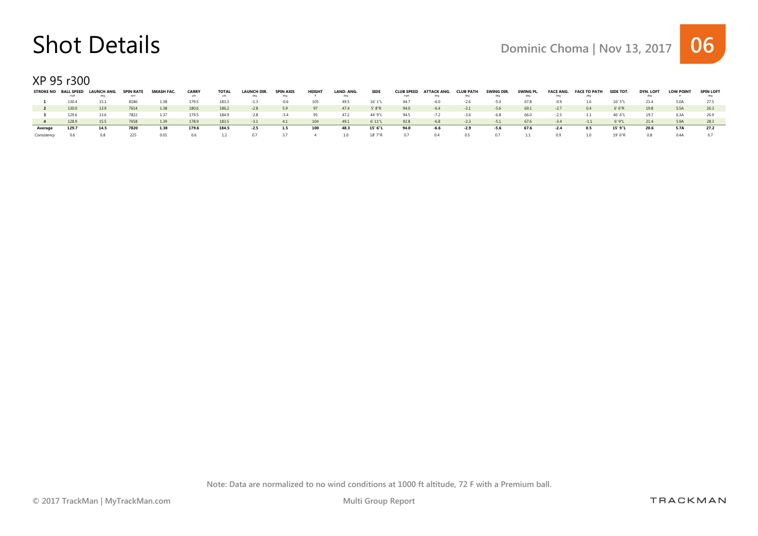# Shot Details

Dominic Choma | Nov 13, 2017

## XP 95 r300

| STROKE NO | BALL SPEED mph | LAUNCH ANG. deg | SPIN RATE rpm | SMASH FAC. | CARRY yds | TOTAL yds | LAUNCH DIR. deg | SPIN AXIS deg | HEIGHT ft | LAND. ANG. deg | SIDE | CLUB SPEED mph | ATTACK ANG. deg | CLUB PATH deg | SWING DIR. deg | SWING PL. deg | FACE ANG. deg | FACE TO PATH deg | SIDE TOT. | DYN. LOFT deg | LOW POINT in | SPIN LOFT deg |
|---|---|---|---|---|---|---|---|---|---|---|---|---|---|---|---|---|---|---|---|---|---|---|
| 1 | 130.4 | 15.1 | 8186 | 1.38 | 179.5 | 183.3 | -1.3 | -0.6 | 105 | 49.5 | 16' 1"L | 94.7 | -6.0 | -2.6 | -5.0 | 67.8 | -0.9 | 1.6 | 16' 5"L | 21.4 | 5.0A | 27.5 |
| 2 | 130.0 | 13.9 | 7614 | 1.38 | 180.6 | 186.2 | -2.8 | 5.9 | 97 | 47.4 | 5' 8"R | 94.0 | -6.4 | -3.1 | -5.6 | 69.1 | -2.7 | 0.4 | 6' 6"R | 19.8 | 5.5A | 26.3 |
| 3 | 129.6 | 13.6 | 7822 | 1.37 | 179.5 | 184.9 | -2.8 | -3.4 | 95 | 47.2 | 44' 9"L | 94.5 | -7.2 | -3.6 | -6.8 | 66.0 | -2.5 | 1.1 | 46' 6"L | 19.7 | 6.3A | 26.9 |
| 4 | 128.9 | 15.5 | 7658 | 1.39 | 178.9 | 183.5 | -3.1 | 4.1 | 104 | 49.1 | 6' 11"L | 92.8 | -6.8 | -2.3 | -5.1 | 67.6 | -3.4 | -1.1 | 6' 9"L | 21.4 | 5.9A | 28.3 |
| **Average** | **129.7** | **14.5** | **7820** | **1.38** | **179.6** | **184.5** | **-2.5** | **1.5** | **100** | **48.3** | **15' 6"L** | **94.0** | **-6.6** | **-2.9** | **-5.6** | **67.6** | **-2.4** | **0.5** | **15' 9"L** | **20.6** | **5.7A** | **27.2** |
| *Consistency* | 0.6 | 0.8 | 225 | 0.01 | 0.6 | 1.2 | 0.7 | 3.7 | 4 | 1.0 | 18' 7"R | 0.7 | 0.4 | 0.5 | 0.7 | 1.1 | 0.9 | 1.0 | 19' 6"R | 0.8 | 0.4A | 0.7 |

Note: Data are normalized to no wind conditions at 1000 ft altitude, 72 F with a Premium ball.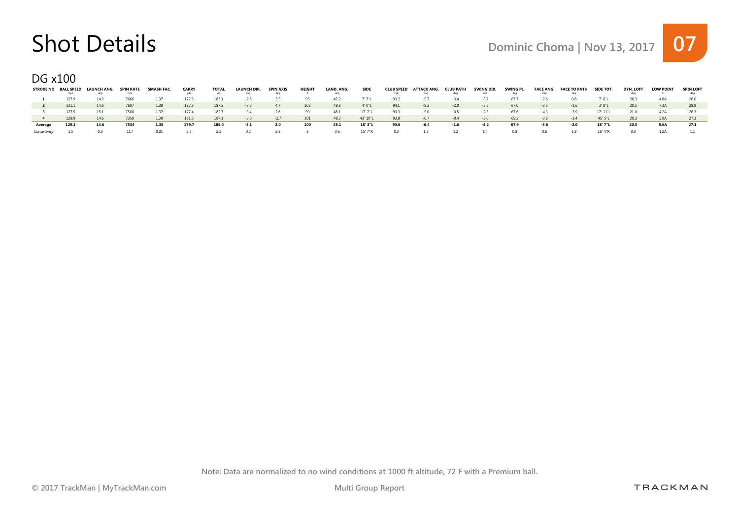# Shot Details

Dominic Choma | Nov 13, 2017

## DG x100

| STROKE NO | BALL SPEED mph | LAUNCH ANG. deg | SPIN RATE rpm | SMASH FAC. | CARRY yds | TOTAL yds | LAUNCH DIR. deg | SPIN AXIS deg | HEIGHT ft | LAND. ANG. deg | SIDE | CLUB SPEED mph | ATTACK ANG. deg | CLUB PATH deg | SWING DIR. deg | SWING PL. deg | FACE ANG. deg | FACE TO PATH deg | SIDE TOT. | DYN. LOFT deg | LOW POINT in | SPIN LOFT deg |
|---|---|---|---|---|---|---|---|---|---|---|---|---|---|---|---|---|---|---|---|---|---|---|
| **1** | 127.9 | 14.2 | 7666 | 1.37 | 177.5 | 183.1 | -2.8 | 3.5 | 95 | 47.2 | 7' 7"L | 93.2 | -5.7 | -3.4 | -5.7 | 67.7 | -2.6 | 0.8 | 7' 6"L | 20.3 | 4.8A | 26.0 |
| **2** | 131.1 | 14.6 | 7607 | 1.39 | 182.3 | 187.2 | -3.2 | 4.7 | 103 | 48.8 | 4' 0"L | 94.1 | -8.2 | -2.0 | -5.5 | 67.0 | -3.5 | -1.6 | 3' 8"L | 20.5 | 7.3A | 28.8 |
| **3** | 127.5 | 15.1 | 7506 | 1.37 | 177.4 | 182.7 | -3.4 | 2.6 | 99 | 48.1 | 17' 7"L | 93.3 | -5.0 | -0.5 | -2.5 | 67.6 | -4.3 | -3.9 | 17' 11"L | 21.0 | 4.2A | 26.3 |
| **4** | 129.9 | 14.6 | 7359 | 1.39 | 181.5 | 187.1 | -3.0 | -2.7 | 101 | 48.3 | 43' 10"L | 93.8 | -6.7 | -0.4 | -3.0 | 69.2 | -3.8 | -3.4 | 45' 5"L | 20.3 | 5.9A | 27.3 |
| **Average** | **129.1** | **14.6** | **7534** | **1.38** | **179.7** | **185.0** | **-3.1** | **2.0** | **100** | **48.1** | **18' 3"L** | **93.6** | **-6.4** | **-1.6** | **-4.2** | **67.9** | **-3.6** | **-2.0** | **18' 7"L** | **20.5** | **5.6A** | **27.1** |
| *Consistency* | 1.5 | 0.3 | 117 | 0.01 | 2.3 | 2.1 | 0.2 | 2.8 | 3 | 0.6 | 15' 7"R | 0.3 | 1.2 | 1.2 | 1.4 | 0.8 | 0.6 | 1.8 | 16' 4"R | 0.3 | 1.2A | 1.1 |

Note: Data are normalized to no wind conditions at 1000 ft altitude, 72 F with a Premium ball.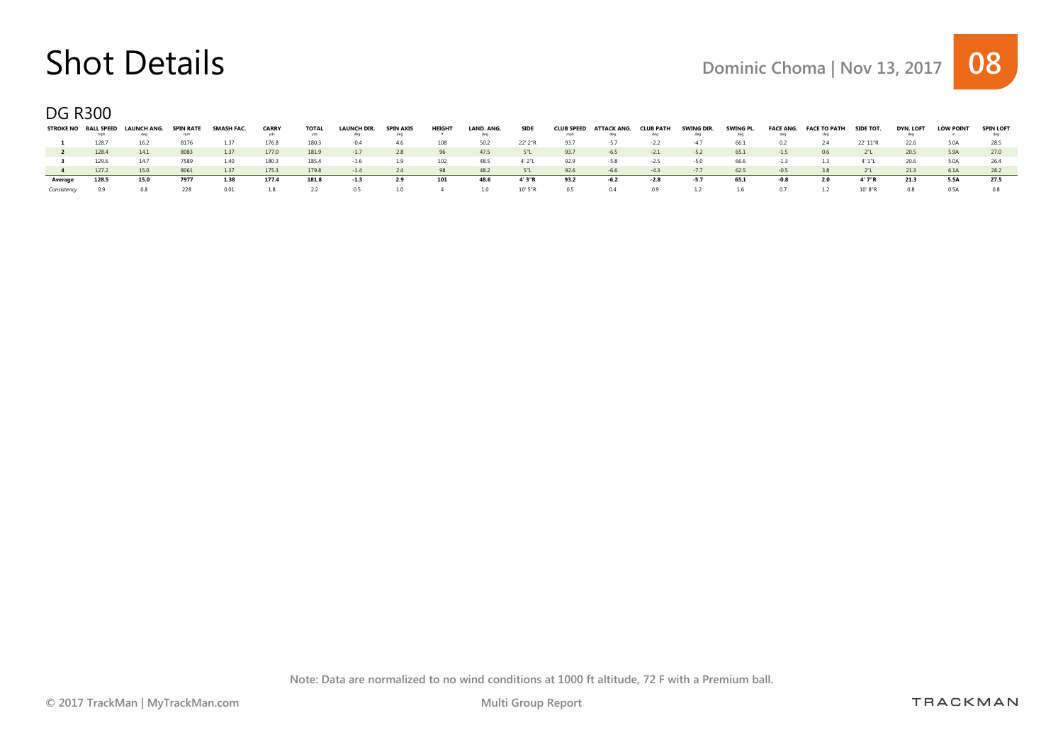# Shot Details

Dominic Choma | Nov 13, 2017

## DG R300

| STROKE NO | BALL SPEED mph | LAUNCH ANG. deg | SPIN RATE rpm | SMASH FAC. | CARRY yds | TOTAL yds | LAUNCH DIR. deg | SPIN AXIS deg | HEIGHT ft | LAND. ANG. deg | SIDE | CLUB SPEED mph | ATTACK ANG. deg | CLUB PATH deg | SWING DIR. deg | SWING PL. deg | FACE ANG. deg | FACE TO PATH deg | SIDE TOT. | DYN. LOFT deg | LOW POINT in | SPIN LOFT deg |
|---|---|---|---|---|---|---|---|---|---|---|---|---|---|---|---|---|---|---|---|---|---|---|
| 1 | 128.7 | 16.2 | 8176 | 1.37 | 176.8 | 180.3 | -0.4 | 4.6 | 108 | 50.2 | 22' 2"R | 93.7 | -5.7 | -2.2 | -4.7 | 66.1 | 0.2 | 2.4 | 22' 11"R | 22.6 | 5.0A | 28.5 |
| 2 | 128.4 | 14.1 | 8083 | 1.37 | 177.0 | 181.9 | -1.7 | 2.8 | 96 | 47.5 | 5"L | 93.7 | -6.5 | -2.1 | -5.2 | 65.1 | -1.5 | 0.6 | 2"L | 20.5 | 5.9A | 27.0 |
| 3 | 129.6 | 14.7 | 7589 | 1.40 | 180.3 | 185.4 | -1.6 | 1.9 | 102 | 48.5 | 4' 2"L | 92.9 | -5.8 | -2.5 | -5.0 | 66.6 | -1.3 | 1.3 | 4' 1"L | 20.6 | 5.0A | 26.4 |
| 4 | 127.2 | 15.0 | 8061 | 1.37 | 175.3 | 179.8 | -1.4 | 2.4 | 98 | 48.2 | 5"L | 92.6 | -6.6 | -4.3 | -7.7 | 62.5 | -0.5 | 3.8 | 2"L | 21.3 | 6.1A | 28.2 |
| **Average** | **128.5** | **15.0** | **7977** | **1.38** | **177.4** | **181.8** | **-1.3** | **2.9** | **101** | **48.6** | **4' 3"R** | **93.2** | **-6.2** | **-2.8** | **-5.7** | **65.1** | **-0.8** | **2.0** | **4' 7"R** | **21.3** | **5.5A** | **27.5** |
| *Consistency* | 0.9 | 0.8 | 228 | 0.01 | 1.8 | 2.2 | 0.5 | 1.0 | 4 | 1.0 | 10' 5"R | 0.5 | 0.4 | 0.9 | 1.2 | 1.6 | 0.7 | 1.2 | 10' 8"R | 0.8 | 0.5A | 0.8 |

Note: Data are normalized to no wind conditions at 1000 ft altitude, 72 F with a Premium ball.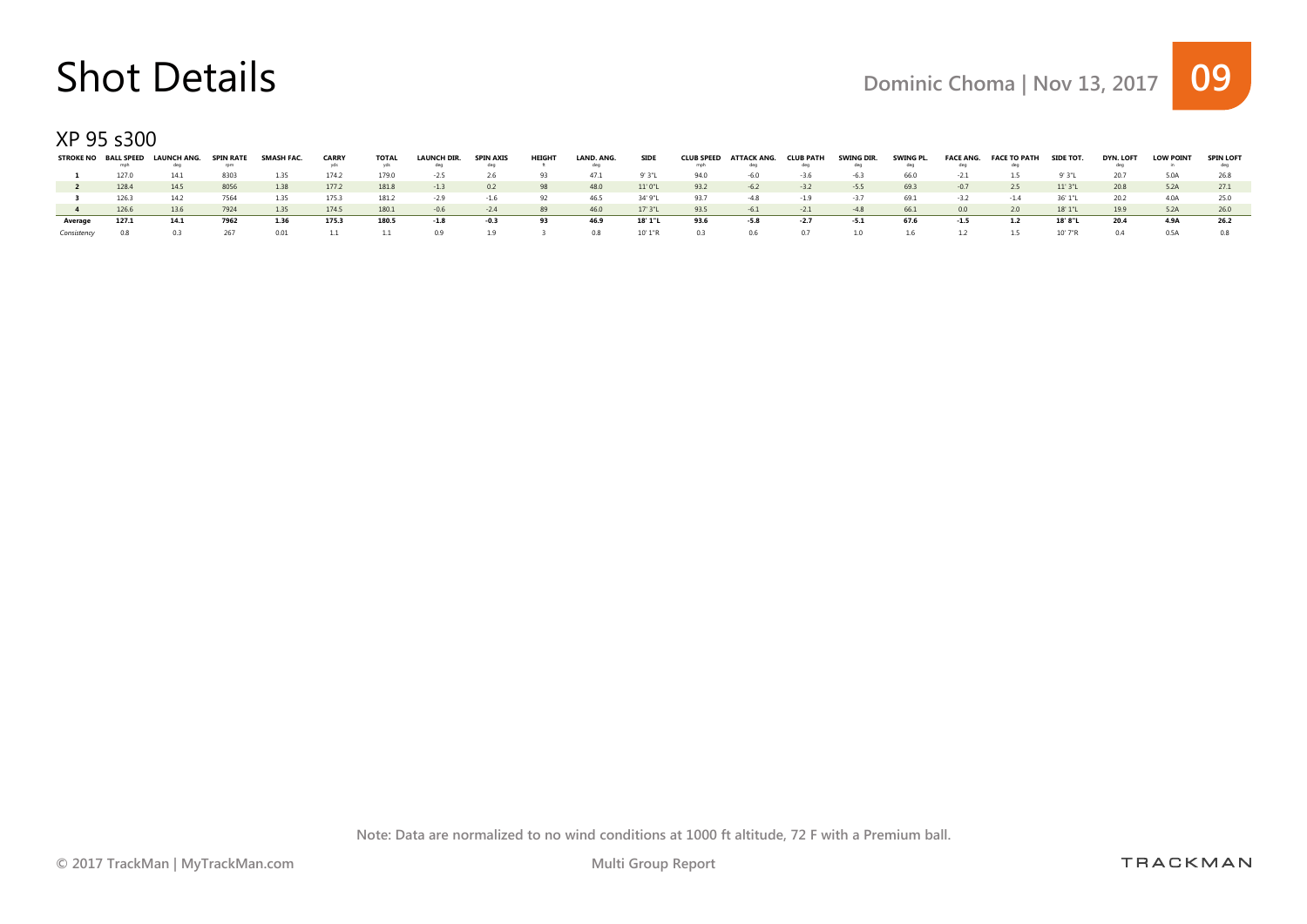# Shot Details

Dominic Choma | Nov 13, 2017

## XP 95 s300

| STROKE NO | BALL SPEED mph | LAUNCH ANG. deg | SPIN RATE rpm | SMASH FAC. | CARRY yds | TOTAL yds | LAUNCH DIR. deg | SPIN AXIS deg | HEIGHT ft | LAND. ANG. deg | SIDE | CLUB SPEED mph | ATTACK ANG. deg | CLUB PATH deg | SWING DIR. deg | SWING PL. deg | FACE ANG. deg | FACE TO PATH deg | SIDE TOT. | DYN. LOFT deg | LOW POINT in | SPIN LOFT deg |
|---|---|---|---|---|---|---|---|---|---|---|---|---|---|---|---|---|---|---|---|---|---|---|
| 1 | 127.0 | 14.1 | 8303 | 1.35 | 174.2 | 179.0 | -2.5 | 2.6 | 93 | 47.1 | 9' 3"L | 94.0 | -6.0 | -3.6 | -6.3 | 66.0 | -2.1 | 1.5 | 9' 3"L | 20.7 | 5.0A | 26.8 |
| 2 | 128.4 | 14.5 | 8056 | 1.38 | 177.2 | 181.8 | -1.3 | 0.2 | 98 | 48.0 | 11' 0"L | 93.2 | -6.2 | -3.2 | -5.5 | 69.3 | -0.7 | 2.5 | 11' 3"L | 20.8 | 5.2A | 27.1 |
| 3 | 126.3 | 14.2 | 7564 | 1.35 | 175.3 | 181.2 | -2.9 | -1.6 | 92 | 46.5 | 34' 9"L | 93.7 | -4.8 | -1.9 | -3.7 | 69.1 | -3.2 | -1.4 | 36' 1"L | 20.2 | 4.0A | 25.0 |
| 4 | 126.6 | 13.6 | 7924 | 1.35 | 174.5 | 180.1 | -0.6 | -2.4 | 89 | 46.0 | 17' 3"L | 93.5 | -6.1 | -2.1 | -4.8 | 66.1 | 0.0 | 2.0 | 18' 1"L | 19.9 | 5.2A | 26.0 |
| **Average** | **127.1** | **14.1** | **7962** | **1.36** | **175.3** | **180.5** | **-1.8** | **-0.3** | **93** | **46.9** | **18' 1"L** | **93.6** | **-5.8** | **-2.7** | **-5.1** | **67.6** | **-1.5** | **1.2** | **18' 8"L** | **20.4** | **4.9A** | **26.2** |
| *Consistency* | 0.8 | 0.3 | 267 | 0.01 | 1.1 | 1.1 | 0.9 | 1.9 | 3 | 0.8 | 10' 1"R | 0.3 | 0.6 | 0.7 | 1.0 | 1.6 | 1.2 | 1.5 | 10' 7"R | 0.4 | 0.5A | 0.8 |

Note: Data are normalized to no wind conditions at 1000 ft altitude, 72 F with a Premium ball.

© 2017 TrackMan | MyTrackMan.com

Multi Group Report

TRACKMAN